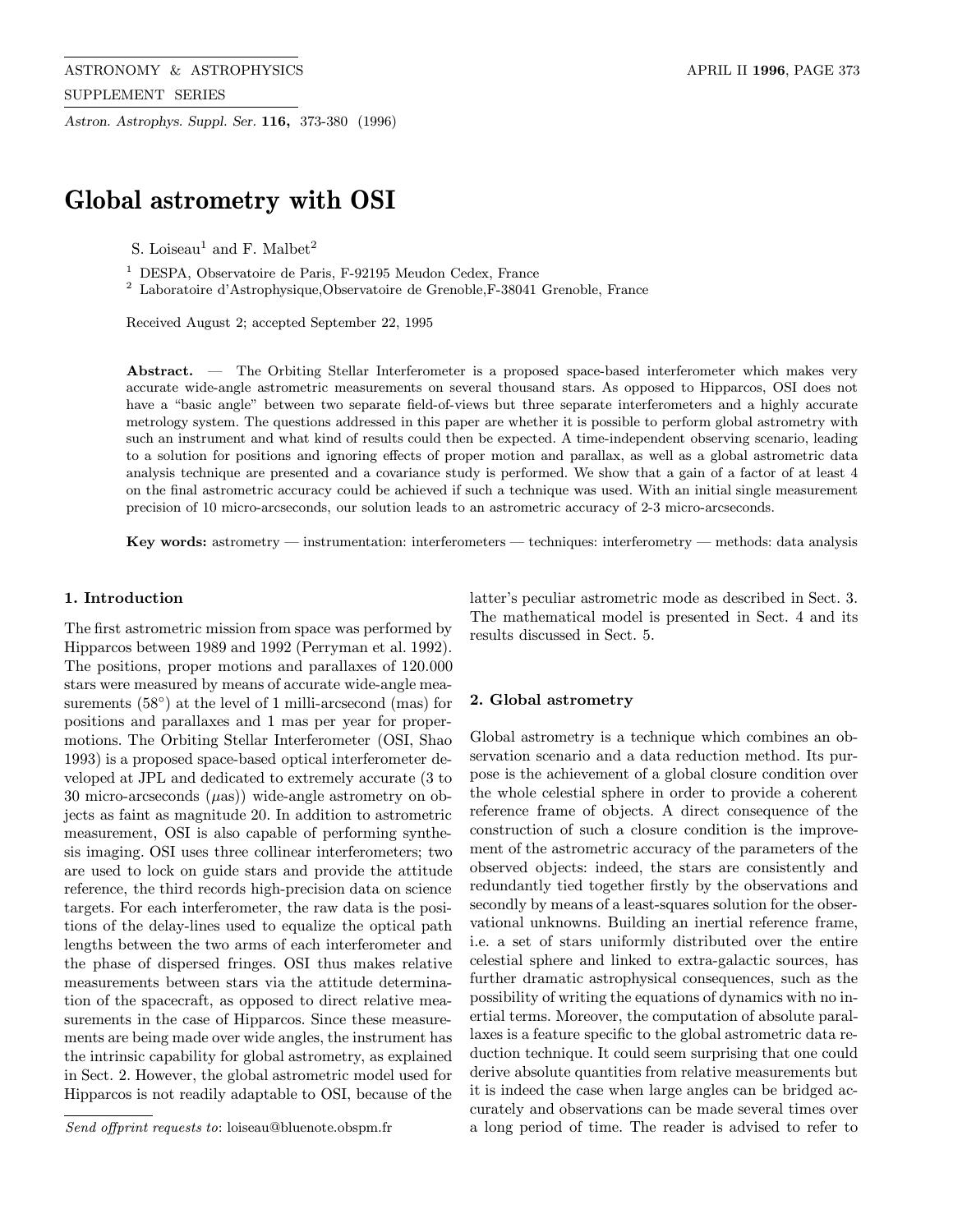# Global astrometry with OSI

S. Loiseau[1] and F. Malbet[2]

[1] DESPA, Observatoire de Paris, F-92195 Meudon Cedex, France
[2] Laboratoire d'Astrophysique,Observatoire de Grenoble,F-38041 Grenoble, France

Received August 2; accepted September 22, 1995

**Abstract.** — The Orbiting Stellar Interferometer is a proposed space-based interferometer which makes very accurate wide-angle astrometric measurements on several thousand stars. As opposed to Hipparcos, OSI does not have a "basic angle" between two separate field-of-views but three separate interferometers and a highly accurate metrology system. The questions addressed in this paper are whether it is possible to perform global astrometry with such an instrument and what kind of results could then be expected. A time-independent observing scenario, leading to a solution for positions and ignoring effects of proper motion and parallax, as well as a global astrometric data analysis technique are presented and a covariance study is performed. We show that a gain of a factor of at least 4 on the final astrometric accuracy could be achieved if such a technique was used. With an initial single measurement precision of 10 micro-arcseconds, our solution leads to an astrometric accuracy of 2-3 micro-arcseconds.

**Key words:** astrometry — instrumentation: interferometers — techniques: interferometry — methods: data analysis

## 1. Introduction

The first astrometric mission from space was performed by Hipparcos between 1989 and 1992 (Perryman et al. 1992). The positions, proper motions and parallaxes of 120.000 stars were measured by means of accurate wide-angle measurements (58°) at the level of 1 milli-arcsecond (mas) for positions and parallaxes and 1 mas per year for propermotions. The Orbiting Stellar Interferometer (OSI, Shao 1993) is a proposed space-based optical interferometer developed at JPL and dedicated to extremely accurate (3 to 30 micro-arcseconds ($\mu$as)) wide-angle astrometry on objects as faint as magnitude 20. In addition to astrometric measurement, OSI is also capable of performing synthesis imaging. OSI uses three collinear interferometers; two are used to lock on guide stars and provide the attitude reference, the third records high-precision data on science targets. For each interferometer, the raw data is the positions of the delay-lines used to equalize the optical path lengths between the two arms of each interferometer and the phase of dispersed fringes. OSI thus makes relative measurements between stars via the attitude determination of the spacecraft, as opposed to direct relative measurements in the case of Hipparcos. Since these measurements are being made over wide angles, the instrument has the intrinsic capability for global astrometry, as explained in Sect. 2. However, the global astrometric model used for Hipparcos is not readily adaptable to OSI, because of the latter's peculiar astrometric mode as described in Sect. 3. The mathematical model is presented in Sect. 4 and its results discussed in Sect. 5.

*Send offprint requests to*: loiseau@bluenote.obspm.fr

## 2. Global astrometry

Global astrometry is a technique which combines an observation scenario and a data reduction method. Its purpose is the achievement of a global closure condition over the whole celestial sphere in order to provide a coherent reference frame of objects. A direct consequence of the construction of such a closure condition is the improvement of the astrometric accuracy of the parameters of the observed objects: indeed, the stars are consistently and redundantly tied together firstly by the observations and secondly by means of a least-squares solution for the observational unknowns. Building an inertial reference frame, i.e. a set of stars uniformly distributed over the entire celestial sphere and linked to extra-galactic sources, has further dramatic astrophysical consequences, such as the possibility of writing the equations of dynamics with no inertial terms. Moreover, the computation of absolute parallaxes is a feature specific to the global astrometric data reduction technique. It could seem surprising that one could derive absolute quantities from relative measurements but it is indeed the case when large angles can be bridged accurately and observations can be made several times over a long period of time. The reader is advised to refer to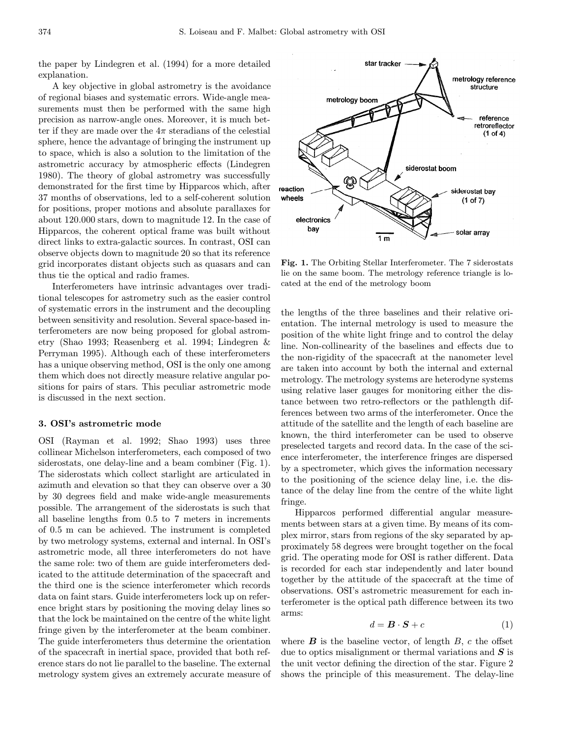the paper by Lindegren et al. (1994) for a more detailed explanation.

A key objective in global astrometry is the avoidance of regional biases and systematic errors. Wide-angle measurements must then be performed with the same high precision as narrow-angle ones. Moreover, it is much better if they are made over the $4\pi$ steradians of the celestial sphere, hence the advantage of bringing the instrument up to space, which is also a solution to the limitation of the astrometric accuracy by atmospheric effects (Lindegren 1980). The theory of global astrometry was successfully demonstrated for the first time by Hipparcos which, after 37 months of observations, led to a self-coherent solution for positions, proper motions and absolute parallaxes for about 120.000 stars, down to magnitude 12. In the case of Hipparcos, the coherent optical frame was built without direct links to extra-galactic sources. In contrast, OSI can observe objects down to magnitude 20 so that its reference grid incorporates distant objects such as quasars and can thus tie the optical and radio frames.

Interferometers have intrinsic advantages over traditional telescopes for astrometry such as the easier control of systematic errors in the instrument and the decoupling between sensitivity and resolution. Several space-based interferometers are now being proposed for global astrometry (Shao 1993; Reasenberg et al. 1994; Lindegren & Perryman 1995). Although each of these interferometers has a unique observing method, OSI is the only one among them which does not directly measure relative angular positions for pairs of stars. This peculiar astrometric mode is discussed in the next section.

## 3. OSI's astrometric mode

OSI (Rayman et al. 1992; Shao 1993) uses three collinear Michelson interferometers, each composed of two siderostats, one delay-line and a beam combiner (Fig. 1). The siderostats which collect starlight are articulated in azimuth and elevation so that they can observe over a 30 by 30 degrees field and make wide-angle measurements possible. The arrangement of the siderostats is such that all baseline lengths from 0.5 to 7 meters in increments of 0.5 m can be achieved. The instrument is completed by two metrology systems, external and internal. In OSI's astrometric mode, all three interferometers do not have the same role: two of them are guide interferometers dedicated to the attitude determination of the spacecraft and the third one is the science interferometer which records data on faint stars. Guide interferometers lock up on reference bright stars by positioning the moving delay lines so that the lock be maintained on the centre of the white light fringe given by the interferometer at the beam combiner. The guide interferometers thus determine the orientation of the spacecraft in inertial space, provided that both reference stars do not lie parallel to the baseline. The external metrology system gives an extremely accurate measure of the lengths of the three baselines and their relative orientation. The internal metrology is used to measure the position of the white light fringe and to control the delay line. Non-collinearity of the baselines and effects due to the non-rigidity of the spacecraft at the nanometer level are taken into account by both the internal and external metrology. The metrology systems are heterodyne systems using relative laser gauges for monitoring either the distance between two retro-reflectors or the pathlength differences between two arms of the interferometer. Once the attitude of the satellite and the length of each baseline are known, the third interferometer can be used to observe preselected targets and record data. In the case of the science interferometer, the interference fringes are dispersed by a spectrometer, which gives the information necessary to the positioning of the science delay line, i.e. the distance of the delay line from the centre of the white light fringe.

**Fig. 1.** The Orbiting Stellar Interferometer. The 7 siderostats lie on the same boom. The metrology reference triangle is located at the end of the metrology boom

Hipparcos performed differential angular measurements between stars at a given time. By means of its complex mirror, stars from regions of the sky separated by approximately 58 degrees were brought together on the focal grid. The operating mode for OSI is rather different. Data is recorded for each star independently and later bound together by the attitude of the spacecraft at the time of observations. OSI's astrometric measurement for each interferometer is the optical path difference between its two arms:

$$d = \boldsymbol{B} \cdot \boldsymbol{S} + c \tag{1}$$

where $\boldsymbol{B}$ is the baseline vector, of length $B$, $c$ the offset due to optics misalignment or thermal variations and $\boldsymbol{S}$ is the unit vector defining the direction of the star. Figure 2 shows the principle of this measurement. The delay-line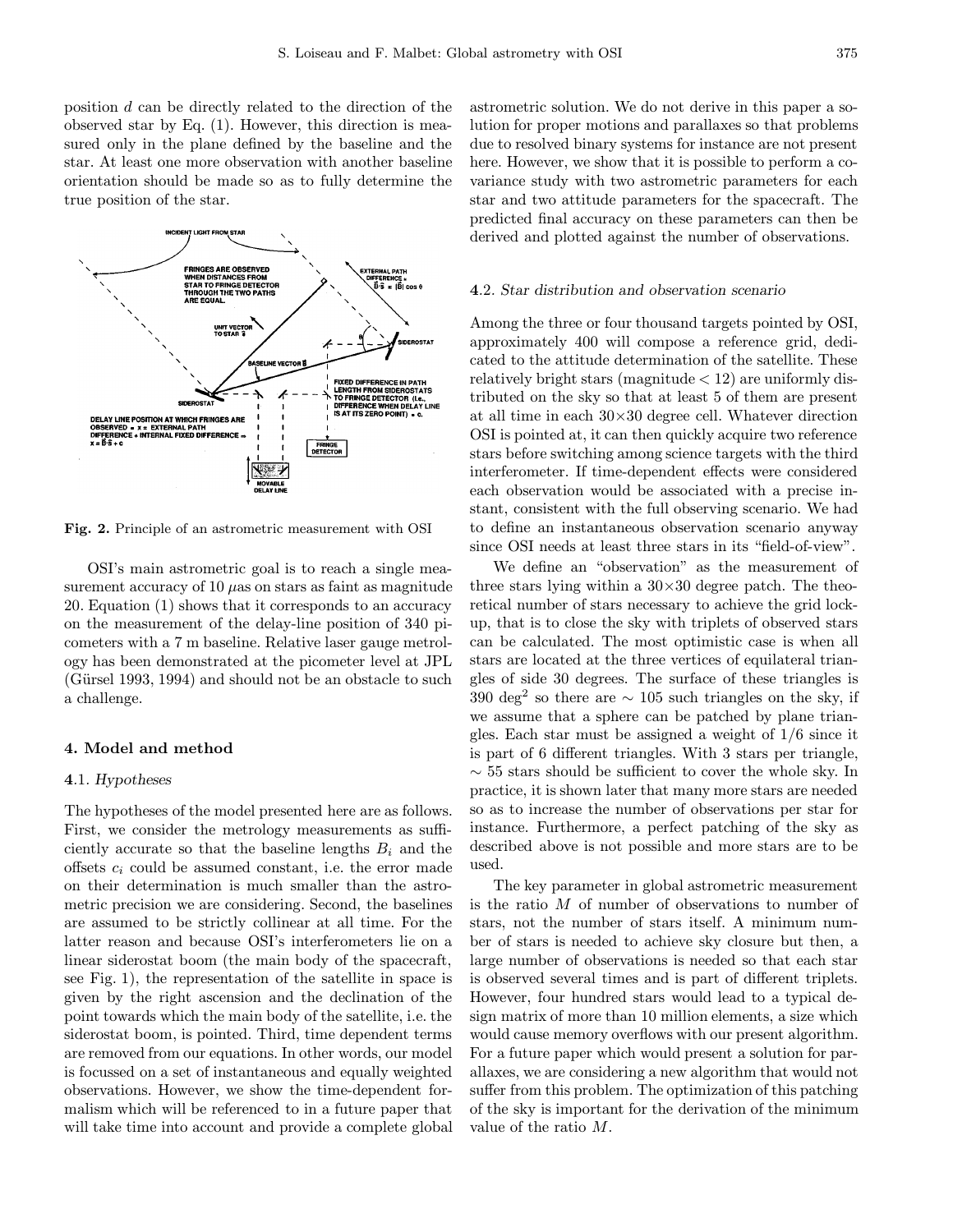position $d$ can be directly related to the direction of the observed star by Eq. (1). However, this direction is measured only in the plane defined by the baseline and the star. At least one more observation with another baseline orientation should be made so as to fully determine the true position of the star.

**Fig. 2.** Principle of an astrometric measurement with OSI

OSI's main astrometric goal is to reach a single measurement accuracy of 10 $\mu$as on stars as faint as magnitude 20. Equation (1) shows that it corresponds to an accuracy on the measurement of the delay-line position of 340 picometers with a 7 m baseline. Relative laser gauge metrology has been demonstrated at the picometer level at JPL (Gürsel 1993, 1994) and should not be an obstacle to such a challenge.

## 4. Model and method

### 4.1. *Hypotheses*

The hypotheses of the model presented here are as follows. First, we consider the metrology measurements as sufficiently accurate so that the baseline lengths $B_i$ and the offsets $c_i$ could be assumed constant, i.e. the error made on their determination is much smaller than the astrometric precision we are considering. Second, the baselines are assumed to be strictly collinear at all time. For the latter reason and because OSI's interferometers lie on a linear siderostat boom (the main body of the spacecraft, see Fig. 1), the representation of the satellite in space is given by the right ascension and the declination of the point towards which the main body of the satellite, i.e. the siderostat boom, is pointed. Third, time dependent terms are removed from our equations. In other words, our model is focussed on a set of instantaneous and equally weighted observations. However, we show the time-dependent formalism which will be referenced to in a future paper that will take time into account and provide a complete global astrometric solution. We do not derive in this paper a solution for proper motions and parallaxes so that problems due to resolved binary systems for instance are not present here. However, we show that it is possible to perform a covariance study with two astrometric parameters for each star and two attitude parameters for the spacecraft. The predicted final accuracy on these parameters can then be derived and plotted against the number of observations.

### 4.2. *Star distribution and observation scenario*

Among the three or four thousand targets pointed by OSI, approximately 400 will compose a reference grid, dedicated to the attitude determination of the satellite. These relatively bright stars (magnitude < 12) are uniformly distributed on the sky so that at least 5 of them are present at all time in each $30{\times}30$ degree cell. Whatever direction OSI is pointed at, it can then quickly acquire two reference stars before switching among science targets with the third interferometer. If time-dependent effects were considered each observation would be associated with a precise instant, consistent with the full observing scenario. We had to define an instantaneous observation scenario anyway since OSI needs at least three stars in its "field-of-view".

We define an "observation" as the measurement of three stars lying within a $30{\times}30$ degree patch. The theoretical number of stars necessary to achieve the grid lock-up, that is to close the sky with triplets of observed stars can be calculated. The most optimistic case is when all stars are located at the three vertices of equilateral triangles of side 30 degrees. The surface of these triangles is 390 deg$^2$ so there are $\sim$ 105 such triangles on the sky, if we assume that a sphere can be patched by plane triangles. Each star must be assigned a weight of 1/6 since it is part of 6 different triangles. With 3 stars per triangle, $\sim$ 55 stars should be sufficient to cover the whole sky. In practice, it is shown later that many more stars are needed so as to increase the number of observations per star for instance. Furthermore, a perfect patching of the sky as described above is not possible and more stars are to be used.

The key parameter in global astrometric measurement is the ratio $M$ of number of observations to number of stars, not the number of stars itself. A minimum number of stars is needed to achieve sky closure but then, a large number of observations is needed so that each star is observed several times and is part of different triplets. However, four hundred stars would lead to a typical design matrix of more than 10 million elements, a size which would cause memory overflows with our present algorithm. For a future paper which would present a solution for parallaxes, we are considering a new algorithm that would not suffer from this problem. The optimization of this patching of the sky is important for the derivation of the minimum value of the ratio $M$.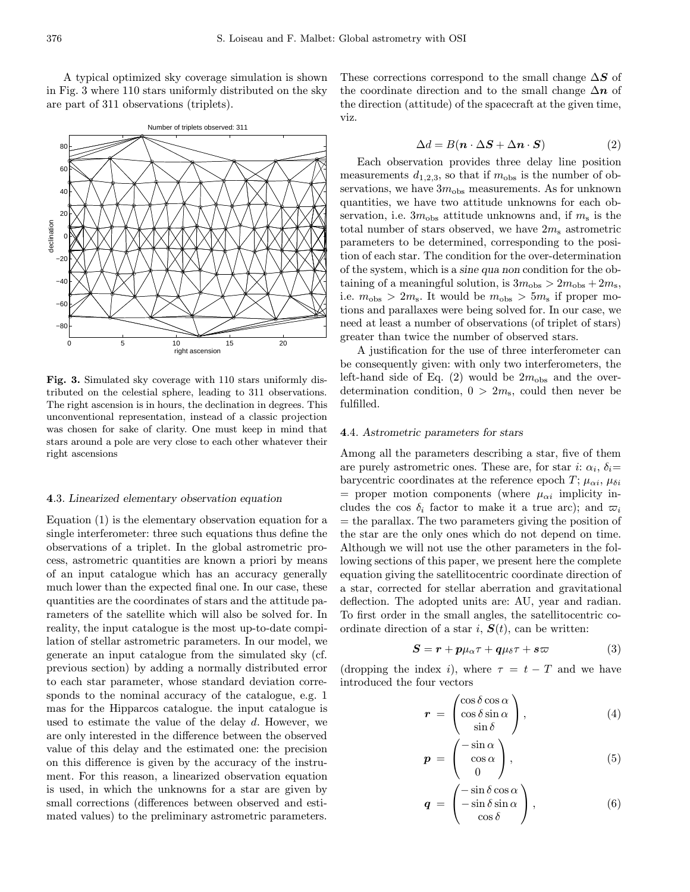A typical optimized sky coverage simulation is shown in Fig. 3 where 110 stars uniformly distributed on the sky are part of 311 observations (triplets).

**Fig. 3.** Simulated sky coverage with 110 stars uniformly distributed on the celestial sphere, leading to 311 observations. The right ascension is in hours, the declination in degrees. This unconventional representation, instead of a classic projection was chosen for sake of clarity. One must keep in mind that stars around a pole are very close to each other whatever their right ascensions

### 4.3. *Linearized elementary observation equation*

Equation (1) is the elementary observation equation for a single interferometer: three such equations thus define the observations of a triplet. In the global astrometric process, astrometric quantities are known a priori by means of an input catalogue which has an accuracy generally much lower than the expected final one. In our case, these quantities are the coordinates of stars and the attitude parameters of the satellite which will also be solved for. In reality, the input catalogue is the most up-to-date compilation of stellar astrometric parameters. In our model, we generate an input catalogue from the simulated sky (cf. previous section) by adding a normally distributed error to each star parameter, whose standard deviation corresponds to the nominal accuracy of the catalogue, e.g. 1 mas for the Hipparcos catalogue. the input catalogue is used to estimate the value of the delay $d$. However, we are only interested in the difference between the observed value of this delay and the estimated one: the precision on this difference is given by the accuracy of the instrument. For this reason, a linearized observation equation is used, in which the unknowns for a star are given by small corrections (differences between observed and estimated values) to the preliminary astrometric parameters. These corrections correspond to the small change $\boldsymbol{\Delta S}$ of the coordinate direction and to the small change $\boldsymbol{\Delta n}$ of the direction (attitude) of the spacecraft at the given time, viz.

$$\Delta d = B(\boldsymbol{n} \cdot \boldsymbol{\Delta S} + \boldsymbol{\Delta n} \cdot \boldsymbol{S}) \tag{2}$$

Each observation provides three delay line position measurements $d_{1,2,3}$, so that if $m_{\rm obs}$ is the number of observations, we have $3m_{\rm obs}$ measurements. As for unknown quantities, we have two attitude unknowns for each observation, i.e. $3m_{\rm obs}$ attitude unknowns and, if $m_{\rm s}$ is the total number of stars observed, we have $2m_{\rm s}$ astrometric parameters to be determined, corresponding to the position of each star. The condition for the over-determination of the system, which is a *sine qua non* condition for the obtaining of a meaningful solution, is $3m_{\rm obs} > 2m_{\rm obs} + 2m_{\rm s}$, i.e. $m_{\rm obs} > 2m_{\rm s}$. It would be $m_{\rm obs} > 5m_{\rm s}$ if proper motions and parallaxes were being solved for. In our case, we need at least a number of observations (of triplet of stars) greater than twice the number of observed stars.

A justification for the use of three interferometer can be consequently given: with only two interferometers, the left-hand side of Eq. (2) would be $2m_{\rm obs}$ and the over-determination condition, $0 > 2m_{\rm s}$, could then never be fulfilled.

### 4.4. *Astrometric parameters for stars*

Among all the parameters describing a star, five of them are purely astrometric ones. These are, for star $i$: $\alpha_i$, $\delta_i$= barycentric coordinates at the reference epoch $T$; $\mu_{\alpha i}$, $\mu_{\delta i}$ = proper motion components (where $\mu_{\alpha i}$ implicity includes the cos $\delta_i$ factor to make it a true arc); and $\varpi_i$ = the parallax. The two parameters giving the position of the star are the only ones which do not depend on time. Although we will not use the other parameters in the following sections of this paper, we present here the complete equation giving the satellitocentric coordinate direction of a star, corrected for stellar aberration and gravitational deflection. The adopted units are: AU, year and radian. To first order in the small angles, the satellitocentric coordinate direction of a star $i$, $\boldsymbol{S}(t)$, can be written:

$$\boldsymbol{S} = \boldsymbol{r} + \boldsymbol{p}\mu_\alpha\tau + \boldsymbol{q}\mu_\delta\tau + \boldsymbol{s}\varpi \tag{3}$$

(dropping the index $i$), where $\tau = t - T$ and we have introduced the four vectors

$$\boldsymbol{r} = \begin{pmatrix} \cos\delta\cos\alpha \\ \cos\delta\sin\alpha \\ \sin\delta \end{pmatrix}, \tag{4}$$

$$\boldsymbol{p} = \begin{pmatrix} -\sin\alpha \\ \cos\alpha \\ 0 \end{pmatrix}, \tag{5}$$

$$\boldsymbol{q} = \begin{pmatrix} -\sin\delta\cos\alpha \\ -\sin\delta\sin\alpha \\ \cos\delta \end{pmatrix}, \tag{6}$$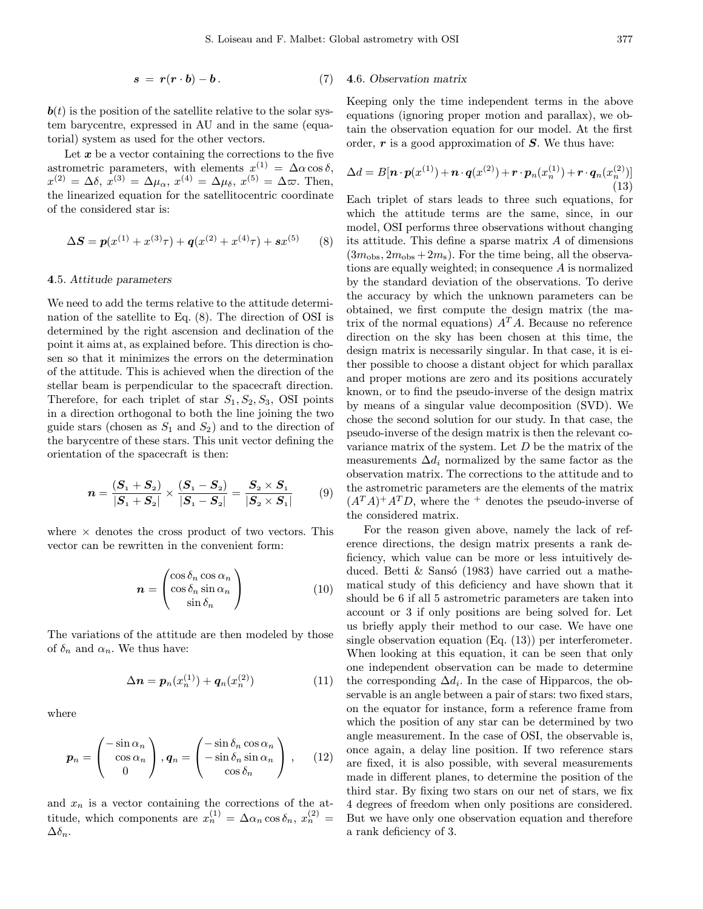$$\boldsymbol{s} = \boldsymbol{r}(\boldsymbol{r} \cdot \boldsymbol{b}) - \boldsymbol{b}. \tag{7}$$

$\boldsymbol{b}(t)$ is the position of the satellite relative to the solar system barycentre, expressed in AU and in the same (equatorial) system as used for the other vectors.

Let $\boldsymbol{x}$ be a vector containing the corrections to the five astrometric parameters, with elements $x^{(1)} = \Delta\alpha\cos\delta$, $x^{(2)} = \Delta\delta$, $x^{(3)} = \Delta\mu_\alpha$, $x^{(4)} = \Delta\mu_\delta$, $x^{(5)} = \Delta\varpi$. Then, the linearized equation for the satellitocentric coordinate of the considered star is:

$$\Delta\boldsymbol{S} = \boldsymbol{p}(x^{(1)} + x^{(3)}\tau) + \boldsymbol{q}(x^{(2)} + x^{(4)}\tau) + \boldsymbol{s}x^{(5)} \tag{8}$$

### 4.5. *Attitude parameters*

We need to add the terms relative to the attitude determination of the satellite to Eq. (8). The direction of OSI is determined by the right ascension and declination of the point it aims at, as explained before. This direction is chosen so that it minimizes the errors on the determination of the attitude. This is achieved when the direction of the stellar beam is perpendicular to the spacecraft direction. Therefore, for each triplet of star $S_1, S_2, S_3$, OSI points in a direction orthogonal to both the line joining the two guide stars (chosen as $S_1$ and $S_2$) and to the direction of the barycentre of these stars. This unit vector defining the orientation of the spacecraft is then:

$$\boldsymbol{n} = \frac{(\boldsymbol{S}_1 + \boldsymbol{S}_2)}{|\boldsymbol{S}_1 + \boldsymbol{S}_2|} \times \frac{(\boldsymbol{S}_1 - \boldsymbol{S}_2)}{|\boldsymbol{S}_1 - \boldsymbol{S}_2|} = \frac{\boldsymbol{S}_2 \times \boldsymbol{S}_1}{|\boldsymbol{S}_2 \times \boldsymbol{S}_1|} \tag{9}$$

where $\times$ denotes the cross product of two vectors. This vector can be rewritten in the convenient form:

$$\boldsymbol{n} = \begin{pmatrix} \cos\delta_n \cos\alpha_n \\ \cos\delta_n \sin\alpha_n \\ \sin\delta_n \end{pmatrix} \tag{10}$$

The variations of the attitude are then modeled by those of $\delta_n$ and $\alpha_n$. We thus have:

$$\Delta\boldsymbol{n} = \boldsymbol{p}_n(x_n^{(1)}) + \boldsymbol{q}_n(x_n^{(2)}) \tag{11}$$

where

$$\boldsymbol{p}_n = \begin{pmatrix} -\sin\alpha_n \\ \cos\alpha_n \\ 0 \end{pmatrix}, \boldsymbol{q}_n = \begin{pmatrix} -\sin\delta_n \cos\alpha_n \\ -\sin\delta_n \sin\alpha_n \\ \cos\delta_n \end{pmatrix}, \tag{12}$$

and $x_n$ is a vector containing the corrections of the attitude, which components are $x_n^{(1)} = \Delta\alpha_n \cos\delta_n$, $x_n^{(2)} = \Delta\delta_n$.

### 4.6. *Observation matrix*

Keeping only the time independent terms in the above equations (ignoring proper motion and parallax), we obtain the observation equation for our model. At the first order, $\boldsymbol{r}$ is a good approximation of $\boldsymbol{S}$. We thus have:

$$\Delta d = B[\boldsymbol{n} \cdot \boldsymbol{p}(x^{(1)}) + \boldsymbol{n} \cdot \boldsymbol{q}(x^{(2)}) + \boldsymbol{r} \cdot \boldsymbol{p}_n(x_n^{(1)}) + \boldsymbol{r} \cdot \boldsymbol{q}_n(x_n^{(2)})] \tag{13}$$

Each triplet of stars leads to three such equations, for which the attitude terms are the same, since, in our model, OSI performs three observations without changing its attitude. This define a sparse matrix $A$ of dimensions $(3m_{\rm obs}, 2m_{\rm obs} + 2m_{\rm s})$. For the time being, all the observations are equally weighted; in consequence $A$ is normalized by the standard deviation of the observations. To derive the accuracy by which the unknown parameters can be obtained, we first compute the design matrix (the matrix of the normal equations) $A^T A$. Because no reference direction on the sky has been chosen at this time, the design matrix is necessarily singular. In that case, it is either possible to choose a distant object for which parallax and proper motions are zero and its positions accurately known, or to find the pseudo-inverse of the design matrix by means of a singular value decomposition (SVD). We chose the second solution for our study. In that case, the pseudo-inverse of the design matrix is then the relevant covariance matrix of the system. Let $D$ be the matrix of the measurements $\Delta d_i$ normalized by the same factor as the observation matrix. The corrections to the attitude and to the astrometric parameters are the elements of the matrix $(A^T A)^+ A^T D$, where the $^+$ denotes the pseudo-inverse of the considered matrix.

For the reason given above, namely the lack of reference directions, the design matrix presents a rank deficiency, which value can be more or less intuitively deduced. Betti & Sansó (1983) have carried out a mathematical study of this deficiency and have shown that it should be 6 if all 5 astrometric parameters are taken into account or 3 if only positions are being solved for. Let us briefly apply their method to our case. We have one single observation equation (Eq. (13)) per interferometer. When looking at this equation, it can be seen that only one independent observation can be made to determine the corresponding $\Delta d_i$. In the case of Hipparcos, the observable is an angle between a pair of stars: two fixed stars, on the equator for instance, form a reference frame from which the position of any star can be determined by two angle measurement. In the case of OSI, the observable is, once again, a delay line position. If two reference stars are fixed, it is also possible, with several measurements made in different planes, to determine the position of the third star. By fixing two stars on our net of stars, we fix 4 degrees of freedom when only positions are considered. But we have only one observation equation and therefore a rank deficiency of 3.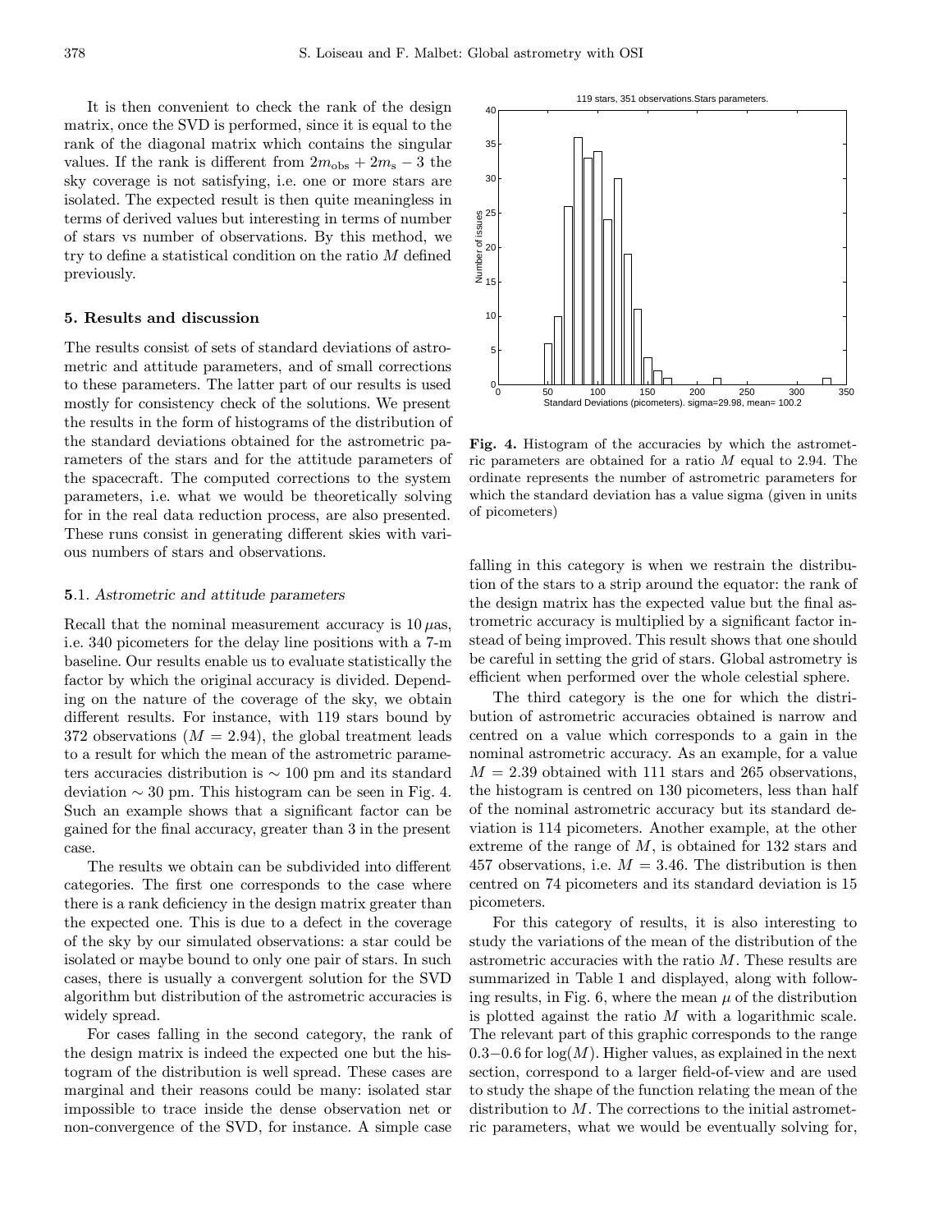It is then convenient to check the rank of the design matrix, once the SVD is performed, since it is equal to the rank of the diagonal matrix which contains the singular values. If the rank is different from $2m_{\rm obs} + 2m_{\rm s} - 3$ the sky coverage is not satisfying, i.e. one or more stars are isolated. The expected result is then quite meaningless in terms of derived values but interesting in terms of number of stars vs number of observations. By this method, we try to define a statistical condition on the ratio $M$ defined previously.

## 5. Results and discussion

The results consist of sets of standard deviations of astrometric and attitude parameters, and of small corrections to these parameters. The latter part of our results is used mostly for consistency check of the solutions. We present the results in the form of histograms of the distribution of the standard deviations obtained for the astrometric parameters of the stars and for the attitude parameters of the spacecraft. The computed corrections to the system parameters, i.e. what we would be theoretically solving for in the real data reduction process, are also presented. These runs consist in generating different skies with various numbers of stars and observations.

### 5.1. *Astrometric and attitude parameters*

Recall that the nominal measurement accuracy is $10\,\mu$as, i.e. 340 picometers for the delay line positions with a 7-m baseline. Our results enable us to evaluate statistically the factor by which the original accuracy is divided. Depending on the nature of the coverage of the sky, we obtain different results. For instance, with 119 stars bound by 372 observations ($M = 2.94$), the global treatment leads to a result for which the mean of the astrometric parameters accuracies distribution is $\sim 100$ pm and its standard deviation $\sim 30$ pm. This histogram can be seen in Fig. 4. Such an example shows that a significant factor can be gained for the final accuracy, greater than 3 in the present case.

**Fig. 4.** Histogram of the accuracies by which the astrometric parameters are obtained for a ratio $M$ equal to 2.94. The ordinate represents the number of astrometric parameters for which the standard deviation has a value sigma (given in units of picometers)

The results we obtain can be subdivided into different categories. The first one corresponds to the case where there is a rank deficiency in the design matrix greater than the expected one. This is due to a defect in the coverage of the sky by our simulated observations: a star could be isolated or maybe bound to only one pair of stars. In such cases, there is usually a convergent solution for the SVD algorithm but distribution of the astrometric accuracies is widely spread.

For cases falling in the second category, the rank of the design matrix is indeed the expected one but the histogram of the distribution is well spread. These cases are marginal and their reasons could be many: isolated star impossible to trace inside the dense observation net or non-convergence of the SVD, for instance. A simple case falling in this category is when we restrain the distribution of the stars to a strip around the equator: the rank of the design matrix has the expected value but the final astrometric accuracy is multiplied by a significant factor instead of being improved. This result shows that one should be careful in setting the grid of stars. Global astrometry is efficient when performed over the whole celestial sphere.

The third category is the one for which the distribution of astrometric accuracies obtained is narrow and centred on a value which corresponds to a gain in the nominal astrometric accuracy. As an example, for a value $M = 2.39$ obtained with 111 stars and 265 observations, the histogram is centred on 130 picometers, less than half of the nominal astrometric accuracy but its standard deviation is 114 picometers. Another example, at the other extreme of the range of $M$, is obtained for 132 stars and 457 observations, i.e. $M = 3.46$. The distribution is then centred on 74 picometers and its standard deviation is 15 picometers.

For this category of results, it is also interesting to study the variations of the mean of the distribution of the astrometric accuracies with the ratio $M$. These results are summarized in Table 1 and displayed, along with following results, in Fig. 6, where the mean $\mu$ of the distribution is plotted against the ratio $M$ with a logarithmic scale. The relevant part of this graphic corresponds to the range $0.3-0.6$ for $\log(M)$. Higher values, as explained in the next section, correspond to a larger field-of-view and are used to study the shape of the function relating the mean of the distribution to $M$. The corrections to the initial astrometric parameters, what we would be eventually solving for,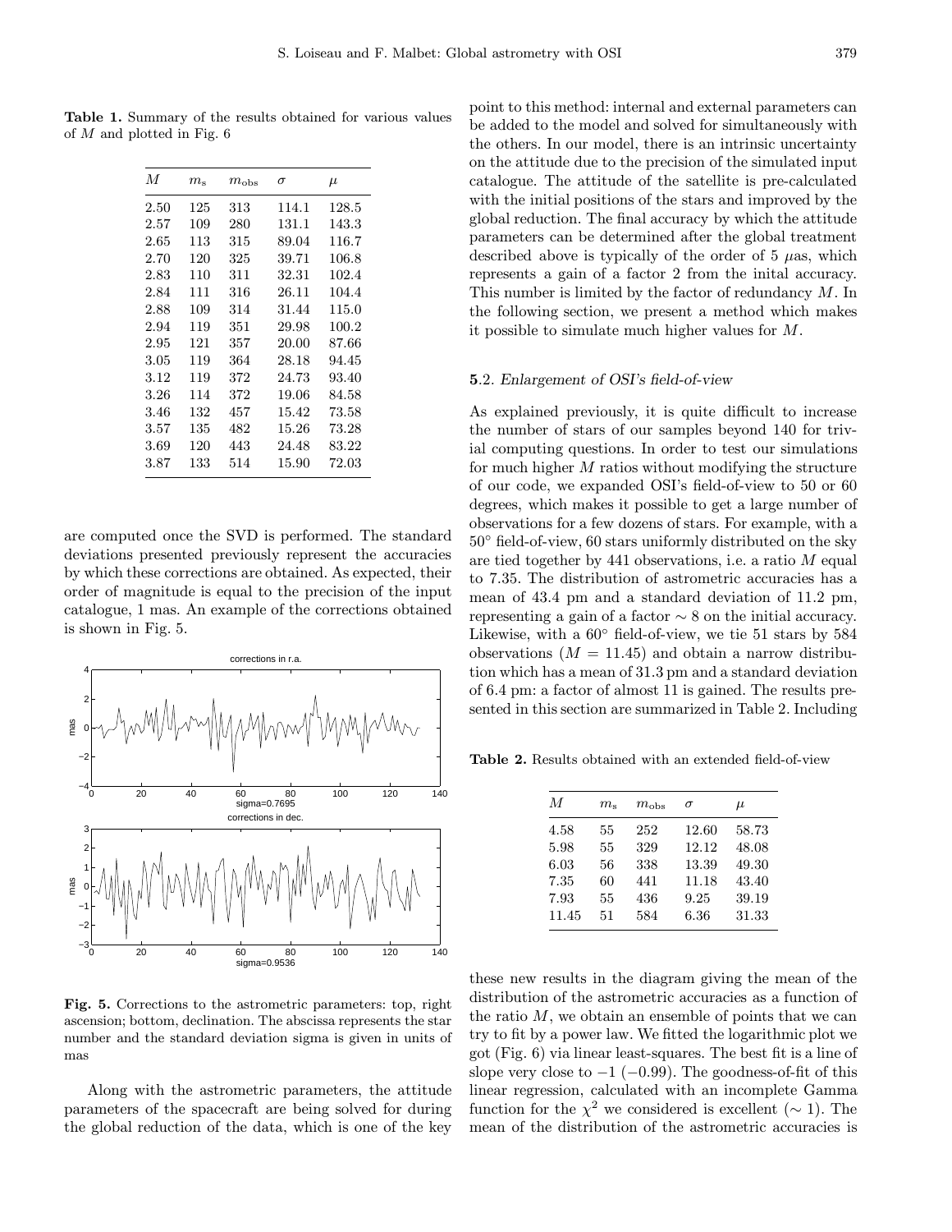**Table 1.** Summary of the results obtained for various values of $M$ and plotted in Fig. 6

| $M$ | $m_{\rm s}$ | $m_{\rm obs}$ | $\sigma$ | $\mu$ |
|---|---|---|---|---|
| 2.50 | 125 | 313 | 114.1 | 128.5 |
| 2.57 | 109 | 280 | 131.1 | 143.3 |
| 2.65 | 113 | 315 | 89.04 | 116.7 |
| 2.70 | 120 | 325 | 39.71 | 106.8 |
| 2.83 | 110 | 311 | 32.31 | 102.4 |
| 2.84 | 111 | 316 | 26.11 | 104.4 |
| 2.88 | 109 | 314 | 31.44 | 115.0 |
| 2.94 | 119 | 351 | 29.98 | 100.2 |
| 2.95 | 121 | 357 | 20.00 | 87.66 |
| 3.05 | 119 | 364 | 28.18 | 94.45 |
| 3.12 | 119 | 372 | 24.73 | 93.40 |
| 3.26 | 114 | 372 | 19.06 | 84.58 |
| 3.46 | 132 | 457 | 15.42 | 73.58 |
| 3.57 | 135 | 482 | 15.26 | 73.28 |
| 3.69 | 120 | 443 | 24.48 | 83.22 |
| 3.87 | 133 | 514 | 15.90 | 72.03 |

are computed once the SVD is performed. The standard deviations presented previously represent the accuracies by which these corrections are obtained. As expected, their order of magnitude is equal to the precision of the input catalogue, 1 mas. An example of the corrections obtained is shown in Fig. 5.

**Fig. 5.** Corrections to the astrometric parameters: top, right ascension; bottom, declination. The abscissa represents the star number and the standard deviation sigma is given in units of mas

Along with the astrometric parameters, the attitude parameters of the spacecraft are being solved for during the global reduction of the data, which is one of the key point to this method: internal and external parameters can be added to the model and solved for simultaneously with the others. In our model, there is an intrinsic uncertainty on the attitude due to the precision of the simulated input catalogue. The attitude of the satellite is pre-calculated with the initial positions of the stars and improved by the global reduction. The final accuracy by which the attitude parameters can be determined after the global treatment described above is typically of the order of 5 $\mu$as, which represents a gain of a factor 2 from the inital accuracy. This number is limited by the factor of redundancy $M$. In the following section, we present a method which makes it possible to simulate much higher values for $M$.

### 5.2. *Enlargement of OSI's field-of-view*

As explained previously, it is quite difficult to increase the number of stars of our samples beyond 140 for trivial computing questions. In order to test our simulations for much higher $M$ ratios without modifying the structure of our code, we expanded OSI's field-of-view to 50 or 60 degrees, which makes it possible to get a large number of observations for a few dozens of stars. For example, with a $50^\circ$ field-of-view, 60 stars uniformly distributed on the sky are tied together by 441 observations, i.e. a ratio $M$ equal to 7.35. The distribution of astrometric accuracies has a mean of 43.4 pm and a standard deviation of 11.2 pm, representing a gain of a factor $\sim 8$ on the initial accuracy. Likewise, with a $60^\circ$ field-of-view, we tie 51 stars by 584 observations ($M = 11.45$) and obtain a narrow distribution which has a mean of 31.3 pm and a standard deviation of 6.4 pm: a factor of almost 11 is gained. The results presented in this section are summarized in Table 2. Including these new results in the diagram giving the mean of the distribution of the astrometric accuracies as a function of the ratio $M$, we obtain an ensemble of points that we can try to fit by a power law. We fitted the logarithmic plot we got (Fig. 6) via linear least-squares. The best fit is a line of slope very close to $-1$ ($-0.99$). The goodness-of-fit of this linear regression, calculated with an incomplete Gamma function for the $\chi^2$ we considered is excellent ($\sim 1$). The mean of the distribution of the astrometric accuracies is

**Table 2.** Results obtained with an extended field-of-view

| $M$ | $m_{\rm s}$ | $m_{\rm obs}$ | $\sigma$ | $\mu$ |
|---|---|---|---|---|
| 4.58 | 55 | 252 | 12.60 | 58.73 |
| 5.98 | 55 | 329 | 12.12 | 48.08 |
| 6.03 | 56 | 338 | 13.39 | 49.30 |
| 7.35 | 60 | 441 | 11.18 | 43.40 |
| 7.93 | 55 | 436 | 9.25 | 39.19 |
| 11.45 | 51 | 584 | 6.36 | 31.33 |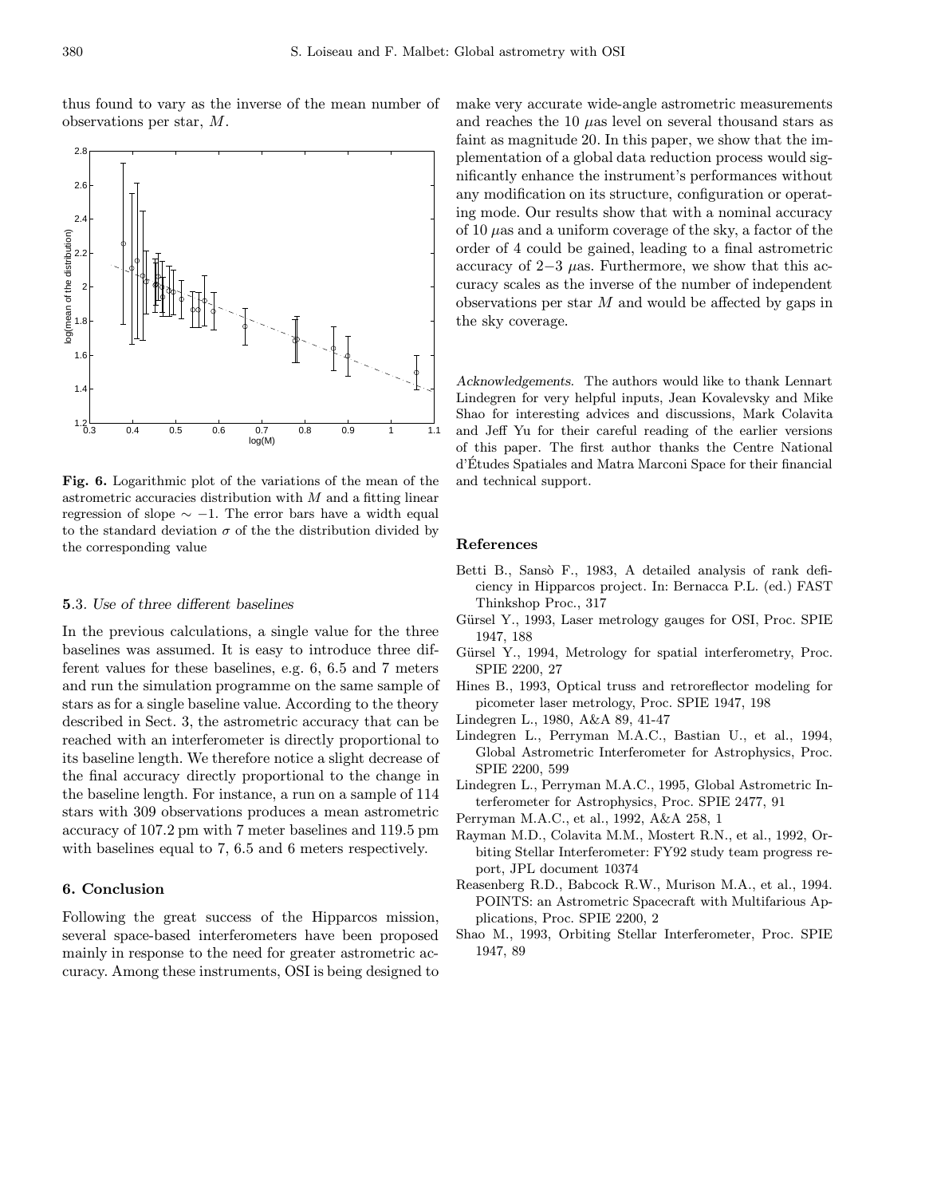thus found to vary as the inverse of the mean number of observations per star, $M$.

2.8
2.6
2.4
2.2
2
1.8
1.6
1.4
1.2
0.3 0.4 0.5 0.6 0.7 0.8 0.9 1 1.1
log(mean of the distribution)
log(M)

**Fig. 6.** Logarithmic plot of the variations of the mean of the astrometric accuracies distribution with $M$ and a fitting linear regression of slope $\sim -1$. The error bars have a width equal to the standard deviation $\sigma$ of the the distribution divided by the corresponding value

### 5.3. *Use of three different baselines*

In the previous calculations, a single value for the three baselines was assumed. It is easy to introduce three different values for these baselines, e.g. 6, 6.5 and 7 meters and run the simulation programme on the same sample of stars as for a single baseline value. According to the theory described in Sect. 3, the astrometric accuracy that can be reached with an interferometer is directly proportional to its baseline length. We therefore notice a slight decrease of the final accuracy directly proportional to the change in the baseline length. For instance, a run on a sample of 114 stars with 309 observations produces a mean astrometric accuracy of 107.2 pm with 7 meter baselines and 119.5 pm with baselines equal to 7, 6.5 and 6 meters respectively.

## 6. Conclusion

Following the great success of the Hipparcos mission, several space-based interferometers have been proposed mainly in response to the need for greater astrometric accuracy. Among these instruments, OSI is being designed to make very accurate wide-angle astrometric measurements and reaches the 10 $\mu$as level on several thousand stars as faint as magnitude 20. In this paper, we show that the implementation of a global data reduction process would significantly enhance the instrument's performances without any modification on its structure, configuration or operating mode. Our results show that with a nominal accuracy of 10 $\mu$as and a uniform coverage of the sky, a factor of the order of 4 could be gained, leading to a final astrometric accuracy of $2-3$ $\mu$as. Furthermore, we show that this accuracy scales as the inverse of the number of independent observations per star $M$ and would be affected by gaps in the sky coverage.

*Acknowledgements.* The authors would like to thank Lennart Lindegren for very helpful inputs, Jean Kovalevsky and Mike Shao for interesting advices and discussions, Mark Colavita and Jeff Yu for their careful reading of the earlier versions of this paper. The first author thanks the Centre National d'Études Spatiales and Matra Marconi Space for their financial and technical support.

## References

- Betti B., Sansò F., 1983, A detailed analysis of rank deficiency in Hipparcos project. In: Bernacca P.L. (ed.) FAST Thinkshop Proc., 317
- Gürsel Y., 1993, Laser metrology gauges for OSI, Proc. SPIE 1947, 188
- Gürsel Y., 1994, Metrology for spatial interferometry, Proc. SPIE 2200, 27
- Hines B., 1993, Optical truss and retroreflector modeling for picometer laser metrology, Proc. SPIE 1947, 198
- Lindegren L., 1980, A&A 89, 41-47
- Lindegren L., Perryman M.A.C., Bastian U., et al., 1994, Global Astrometric Interferometer for Astrophysics, Proc. SPIE 2200, 599
- Lindegren L., Perryman M.A.C., 1995, Global Astrometric Interferometer for Astrophysics, Proc. SPIE 2477, 91
- Perryman M.A.C., et al., 1992, A&A 258, 1
- Rayman M.D., Colavita M.M., Mostert R.N., et al., 1992, Orbiting Stellar Interferometer: FY92 study team progress report, JPL document 10374
- Reasenberg R.D., Babcock R.W., Murison M.A., et al., 1994. POINTS: an Astrometric Spacecraft with Multifarious Applications, Proc. SPIE 2200, 2
- Shao M., 1993, Orbiting Stellar Interferometer, Proc. SPIE 1947, 89